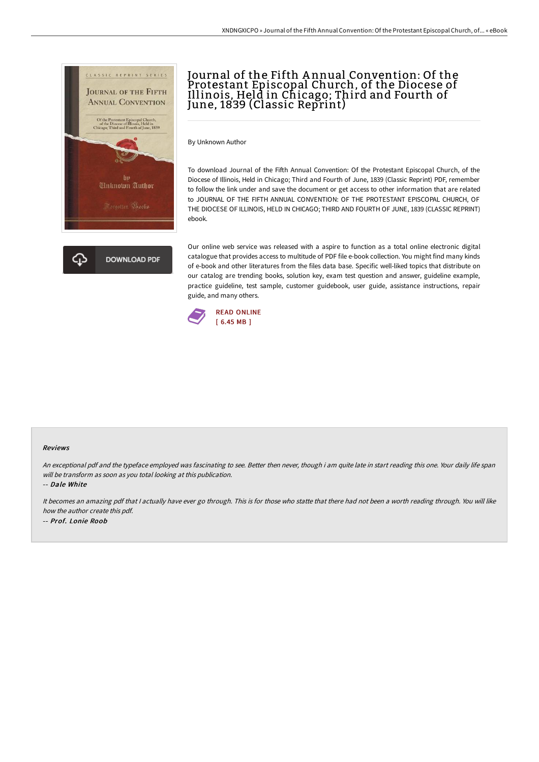# Journal of the Fifth Annual Convention: Of the Protestant Episcopal Church, of the Diocese of Illinois, Held in Chicago; Third and Fourth of June, 1839 (Classic Reprint)

By Unknown Author

To download Journal of the Fifth Annual Convention: Of the Protestant Episcopal Church, of the Diocese of Illinois, Held in Chicago; Third and Fourth of June, 1839 (Classic Reprint) PDF, remember to follow the link under and save the document or get access to other information that are related to JOURNAL OF THE FIFTH ANNUAL CONVENTION: OF THE PROTESTANT EPISCOPAL CHURCH, OF THE DIOCESE OF ILLINOIS, HELD IN CHICAGO; THIRD AND FOURTH OF JUNE, 1839 (CLASSIC REPRINT) ebook.

Our online web service was released with a aspire to function as a total online electronic digital catalogue that provides access to multitude of PDF file e-book collection. You might find many kinds of e-book and other literatures from the files data base. Specific well-liked topics that distribute on our catalog are trending books, solution key, exam test question and answer, guideline example, practice guideline, test sample, customer guidebook, user guide, assistance instructions, repair guide, and many others.

DOWNLOAD PDF

READ ONLINE
[ 6.45 MB ]

## Reviews

*An exceptional pdf and the typeface employed was fascinating to see. Better then never, though i am quite late in start reading this one. Your daily life span will be transform as soon as you total looking at this publication.*

-- ***Dale White***

*It becomes an amazing pdf that I actually have ever go through. This is for those who statte that there had not been a worth reading through. You will like how the author create this pdf.*

-- ***Prof. Lonie Roob***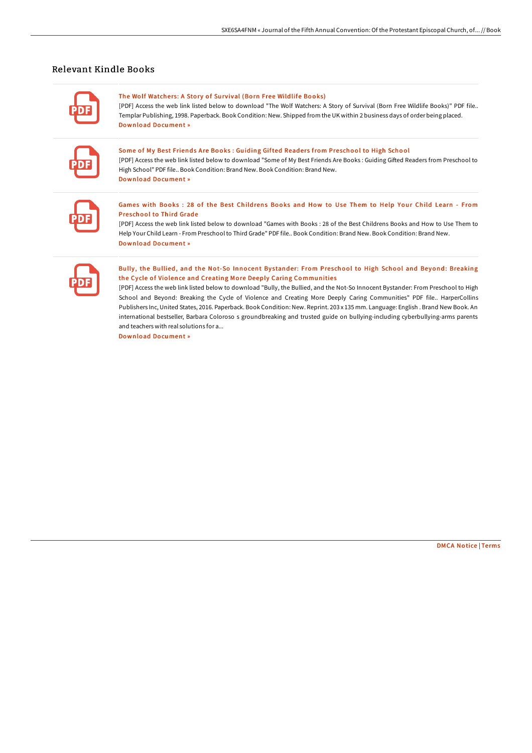## Relevant Kindle Books

### The Wolf Watchers: A Story of Survival (Born Free Wildlife Books)

[PDF] Access the web link listed below to download "The Wolf Watchers: A Story of Survival (Born Free Wildlife Books)" PDF file.. Templar Publishing, 1998. Paperback. Book Condition: New. Shipped from the UK within 2 business days of order being placed.

Download Document »

### Some of My Best Friends Are Books : Guiding Gifted Readers from Preschool to High School

[PDF] Access the web link listed below to download "Some of My Best Friends Are Books : Guiding Gifted Readers from Preschool to High School" PDF file.. Book Condition: Brand New. Book Condition: Brand New.

Download Document »

### Games with Books : 28 of the Best Childrens Books and How to Use Them to Help Your Child Learn - From Preschool to Third Grade

[PDF] Access the web link listed below to download "Games with Books : 28 of the Best Childrens Books and How to Use Them to Help Your Child Learn - From Preschool to Third Grade" PDF file.. Book Condition: Brand New. Book Condition: Brand New.

Download Document »

### Bully, the Bullied, and the Not-So Innocent Bystander: From Preschool to High School and Beyond: Breaking the Cycle of Violence and Creating More Deeply Caring Communities

[PDF] Access the web link listed below to download "Bully, the Bullied, and the Not-So Innocent Bystander: From Preschool to High School and Beyond: Breaking the Cycle of Violence and Creating More Deeply Caring Communities" PDF file.. HarperCollins Publishers Inc, United States, 2016. Paperback. Book Condition: New. Reprint. 203 x 135 mm. Language: English . Brand New Book. An international bestseller, Barbara Coloroso s groundbreaking and trusted guide on bullying-including cyberbullying-arms parents and teachers with real solutions for a...

Download Document »